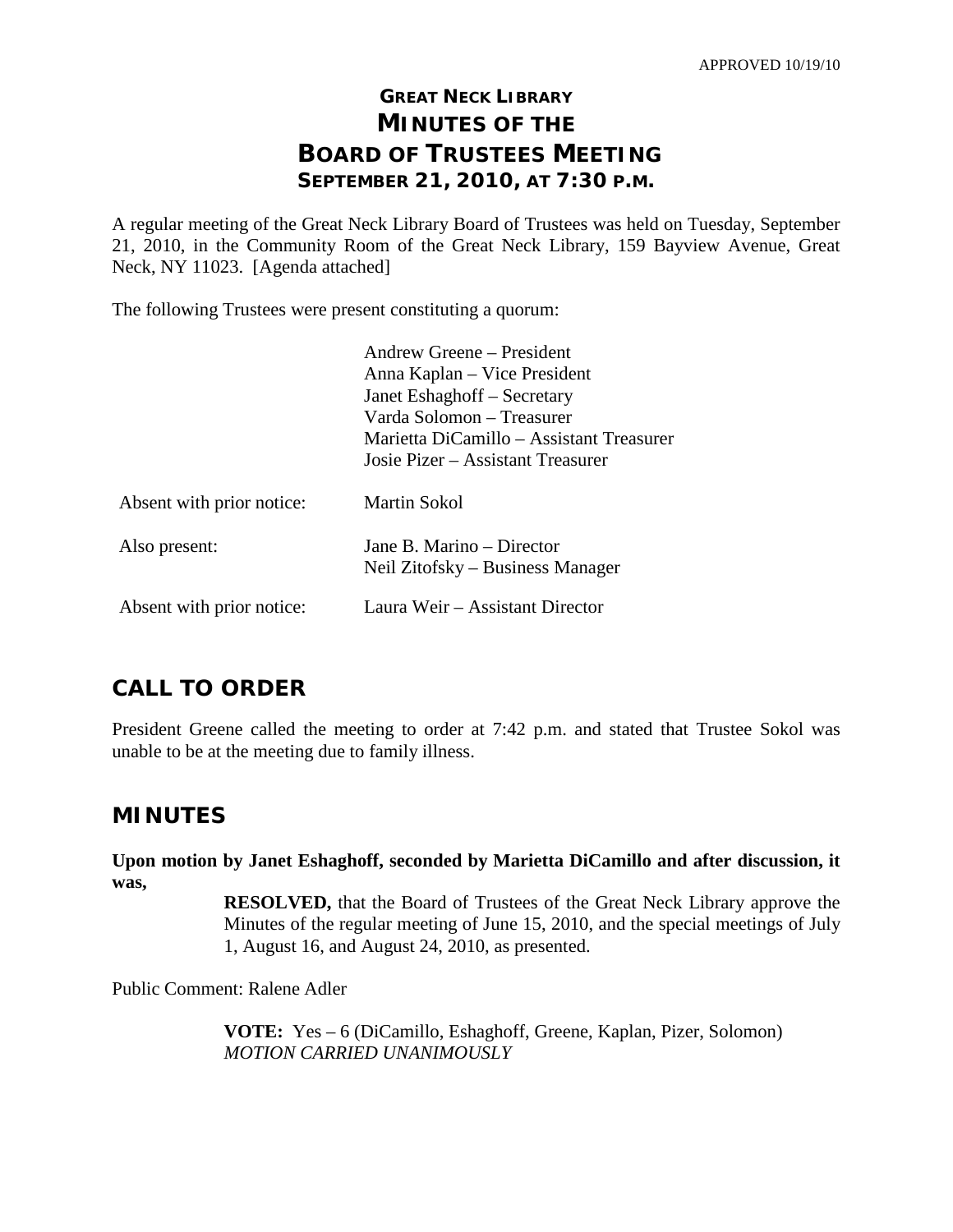APPROVED 10/19/10

# GREAT NECK LIBRARY
# MINUTES OF THE
# BOARD OF TRUSTEES MEETING
## SEPTEMBER 21, 2010, AT 7:30 P.M.

A regular meeting of the Great Neck Library Board of Trustees was held on Tuesday, September 21, 2010, in the Community Room of the Great Neck Library, 159 Bayview Avenue, Great Neck, NY 11023. [Agenda attached]

The following Trustees were present constituting a quorum:

| | |
|---|---|
| | Andrew Greene – President<br>Anna Kaplan – Vice President<br>Janet Eshaghoff – Secretary<br>Varda Solomon – Treasurer<br>Marietta DiCamillo – Assistant Treasurer<br>Josie Pizer – Assistant Treasurer |
| Absent with prior notice: | Martin Sokol |
| Also present: | Jane B. Marino – Director<br>Neil Zitofsky – Business Manager |
| Absent with prior notice: | Laura Weir – Assistant Director |

## CALL TO ORDER

President Greene called the meeting to order at 7:42 p.m. and stated that Trustee Sokol was unable to be at the meeting due to family illness.

## MINUTES

**Upon motion by Janet Eshaghoff, seconded by Marietta DiCamillo and after discussion, it was,**

> **RESOLVED,** that the Board of Trustees of the Great Neck Library approve the Minutes of the regular meeting of June 15, 2010, and the special meetings of July 1, August 16, and August 24, 2010, as presented.

Public Comment: Ralene Adler

> **VOTE:** Yes – 6 (DiCamillo, Eshaghoff, Greene, Kaplan, Pizer, Solomon)
> *MOTION CARRIED UNANIMOUSLY*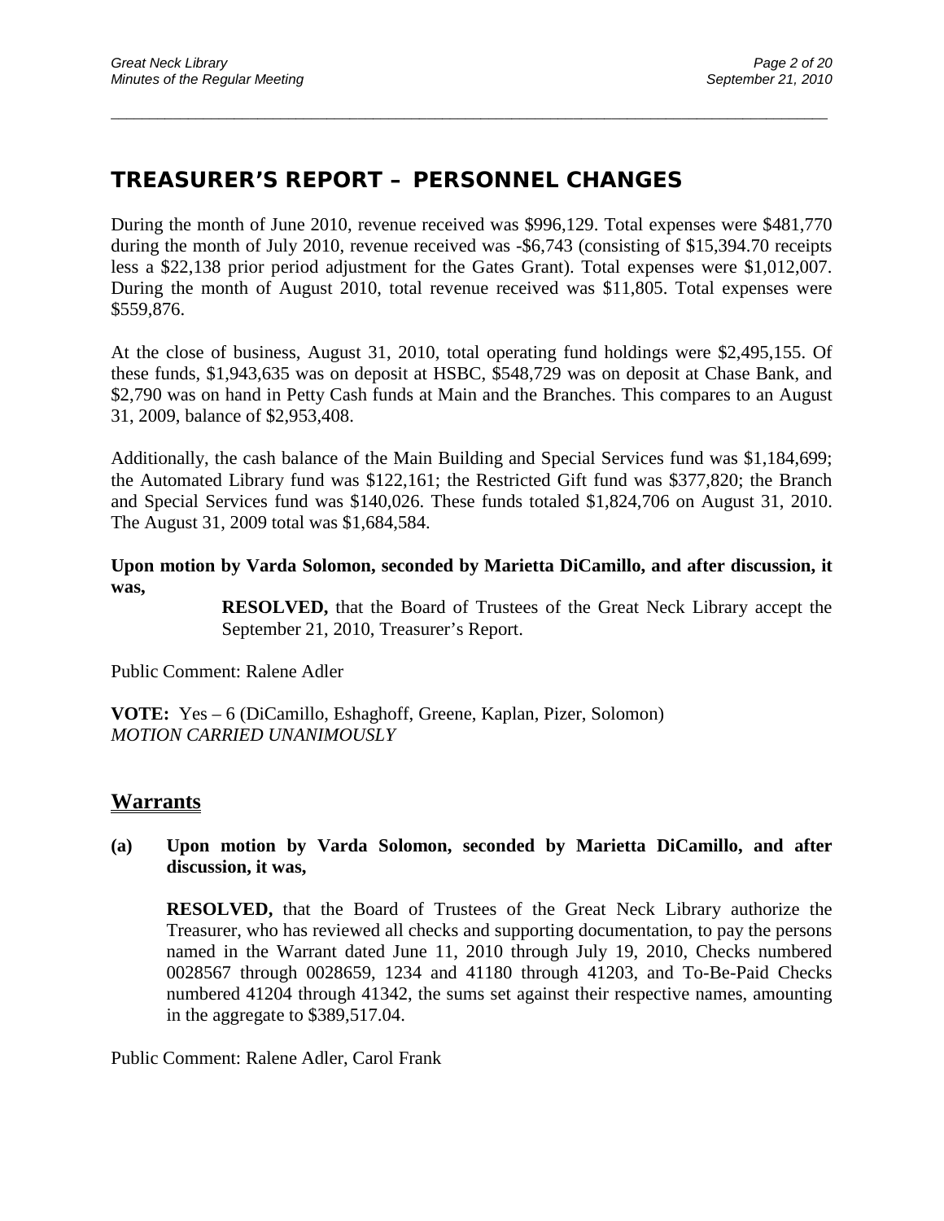## TREASURER'S REPORT – PERSONNEL CHANGES

During the month of June 2010, revenue received was $996,129. Total expenses were $481,770 during the month of July 2010, revenue received was -$6,743 (consisting of $15,394.70 receipts less a $22,138 prior period adjustment for the Gates Grant). Total expenses were $1,012,007. During the month of August 2010, total revenue received was $11,805. Total expenses were $559,876.

At the close of business, August 31, 2010, total operating fund holdings were $2,495,155. Of these funds, $1,943,635 was on deposit at HSBC, $548,729 was on deposit at Chase Bank, and $2,790 was on hand in Petty Cash funds at Main and the Branches. This compares to an August 31, 2009, balance of $2,953,408.

Additionally, the cash balance of the Main Building and Special Services fund was $1,184,699; the Automated Library fund was $122,161; the Restricted Gift fund was $377,820; the Branch and Special Services fund was $140,026. These funds totaled $1,824,706 on August 31, 2010. The August 31, 2009 total was $1,684,584.

**Upon motion by Varda Solomon, seconded by Marietta DiCamillo, and after discussion, it was,**

> **RESOLVED,** that the Board of Trustees of the Great Neck Library accept the September 21, 2010, Treasurer's Report.

Public Comment: Ralene Adler

**VOTE:** Yes – 6 (DiCamillo, Eshaghoff, Greene, Kaplan, Pizer, Solomon)
*MOTION CARRIED UNANIMOUSLY*

### Warrants

**(a) Upon motion by Varda Solomon, seconded by Marietta DiCamillo, and after discussion, it was,**

> **RESOLVED,** that the Board of Trustees of the Great Neck Library authorize the Treasurer, who has reviewed all checks and supporting documentation, to pay the persons named in the Warrant dated June 11, 2010 through July 19, 2010, Checks numbered 0028567 through 0028659, 1234 and 41180 through 41203, and To-Be-Paid Checks numbered 41204 through 41342, the sums set against their respective names, amounting in the aggregate to $389,517.04.

Public Comment: Ralene Adler, Carol Frank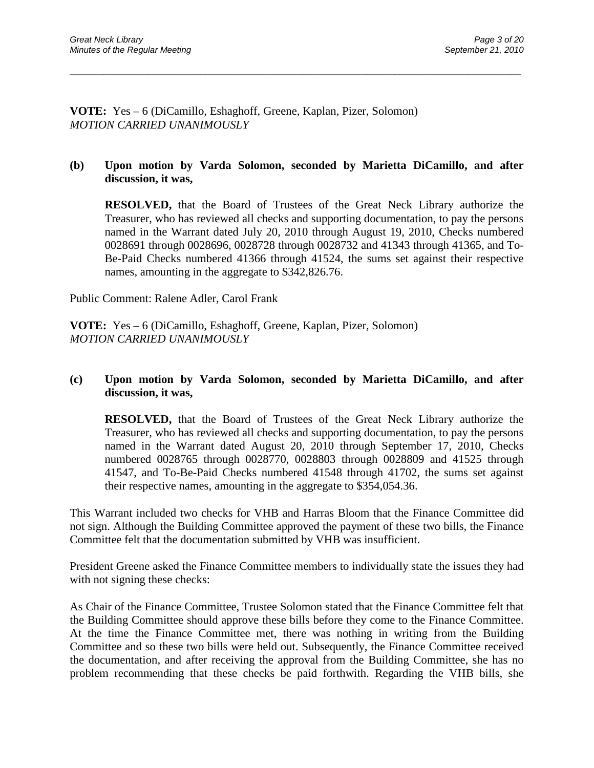**VOTE:** Yes – 6 (DiCamillo, Eshaghoff, Greene, Kaplan, Pizer, Solomon)
*MOTION CARRIED UNANIMOUSLY*

**(b) Upon motion by Varda Solomon, seconded by Marietta DiCamillo, and after discussion, it was,**

**RESOLVED,** that the Board of Trustees of the Great Neck Library authorize the Treasurer, who has reviewed all checks and supporting documentation, to pay the persons named in the Warrant dated July 20, 2010 through August 19, 2010, Checks numbered 0028691 through 0028696, 0028728 through 0028732 and 41343 through 41365, and To-Be-Paid Checks numbered 41366 through 41524, the sums set against their respective names, amounting in the aggregate to $342,826.76.

Public Comment: Ralene Adler, Carol Frank

**VOTE:** Yes – 6 (DiCamillo, Eshaghoff, Greene, Kaplan, Pizer, Solomon)
*MOTION CARRIED UNANIMOUSLY*

**(c) Upon motion by Varda Solomon, seconded by Marietta DiCamillo, and after discussion, it was,**

**RESOLVED,** that the Board of Trustees of the Great Neck Library authorize the Treasurer, who has reviewed all checks and supporting documentation, to pay the persons named in the Warrant dated August 20, 2010 through September 17, 2010, Checks numbered 0028765 through 0028770, 0028803 through 0028809 and 41525 through 41547, and To-Be-Paid Checks numbered 41548 through 41702, the sums set against their respective names, amounting in the aggregate to $354,054.36.

This Warrant included two checks for VHB and Harras Bloom that the Finance Committee did not sign. Although the Building Committee approved the payment of these two bills, the Finance Committee felt that the documentation submitted by VHB was insufficient.

President Greene asked the Finance Committee members to individually state the issues they had with not signing these checks:

As Chair of the Finance Committee, Trustee Solomon stated that the Finance Committee felt that the Building Committee should approve these bills before they come to the Finance Committee. At the time the Finance Committee met, there was nothing in writing from the Building Committee and so these two bills were held out. Subsequently, the Finance Committee received the documentation, and after receiving the approval from the Building Committee, she has no problem recommending that these checks be paid forthwith. Regarding the VHB bills, she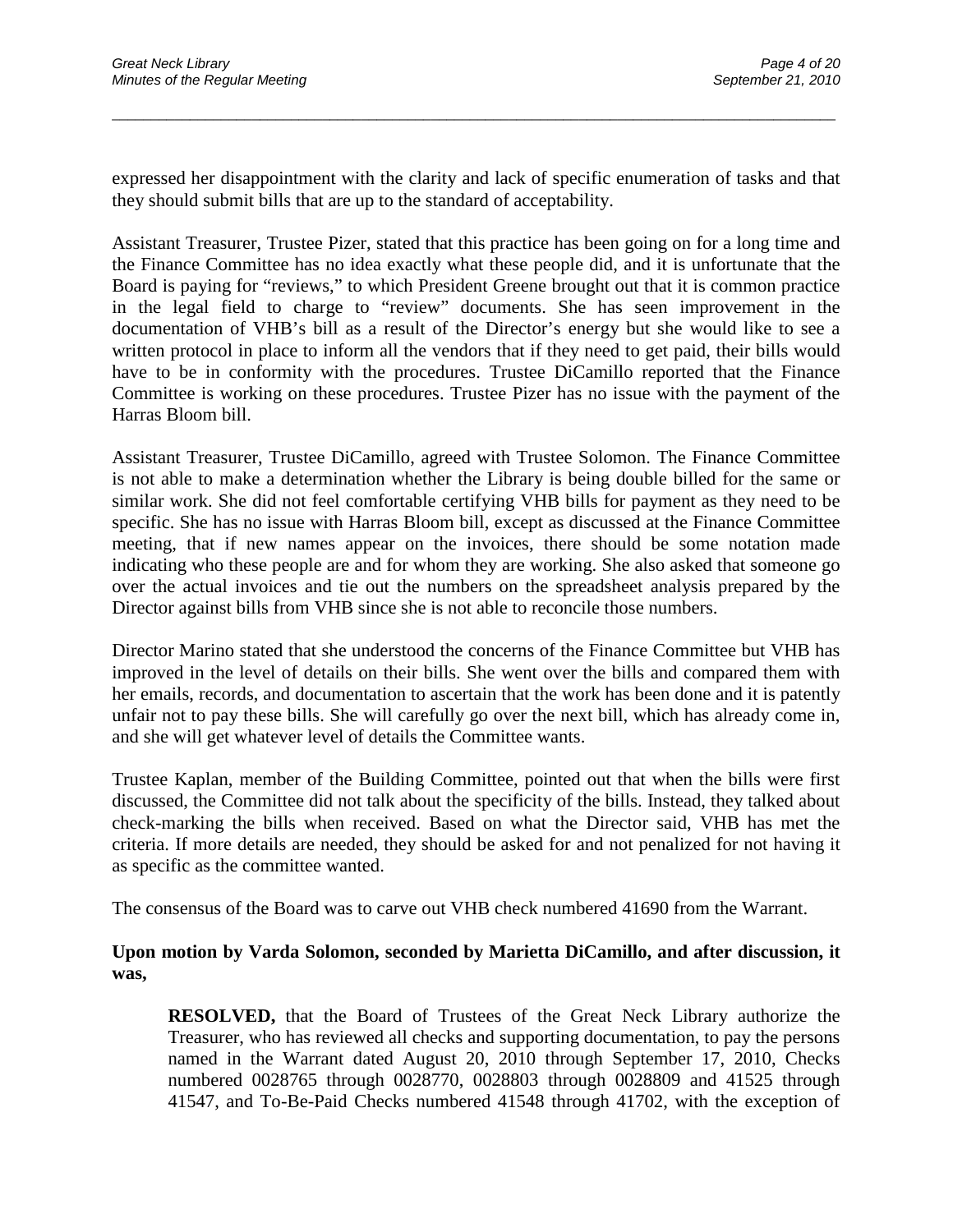expressed her disappointment with the clarity and lack of specific enumeration of tasks and that they should submit bills that are up to the standard of acceptability.

Assistant Treasurer, Trustee Pizer, stated that this practice has been going on for a long time and the Finance Committee has no idea exactly what these people did, and it is unfortunate that the Board is paying for "reviews," to which President Greene brought out that it is common practice in the legal field to charge to "review" documents. She has seen improvement in the documentation of VHB's bill as a result of the Director's energy but she would like to see a written protocol in place to inform all the vendors that if they need to get paid, their bills would have to be in conformity with the procedures. Trustee DiCamillo reported that the Finance Committee is working on these procedures. Trustee Pizer has no issue with the payment of the Harras Bloom bill.

Assistant Treasurer, Trustee DiCamillo, agreed with Trustee Solomon. The Finance Committee is not able to make a determination whether the Library is being double billed for the same or similar work. She did not feel comfortable certifying VHB bills for payment as they need to be specific. She has no issue with Harras Bloom bill, except as discussed at the Finance Committee meeting, that if new names appear on the invoices, there should be some notation made indicating who these people are and for whom they are working. She also asked that someone go over the actual invoices and tie out the numbers on the spreadsheet analysis prepared by the Director against bills from VHB since she is not able to reconcile those numbers.

Director Marino stated that she understood the concerns of the Finance Committee but VHB has improved in the level of details on their bills. She went over the bills and compared them with her emails, records, and documentation to ascertain that the work has been done and it is patently unfair not to pay these bills. She will carefully go over the next bill, which has already come in, and she will get whatever level of details the Committee wants.

Trustee Kaplan, member of the Building Committee, pointed out that when the bills were first discussed, the Committee did not talk about the specificity of the bills. Instead, they talked about check-marking the bills when received. Based on what the Director said, VHB has met the criteria. If more details are needed, they should be asked for and not penalized for not having it as specific as the committee wanted.

The consensus of the Board was to carve out VHB check numbered 41690 from the Warrant.

**Upon motion by Varda Solomon, seconded by Marietta DiCamillo, and after discussion, it was,**

> **RESOLVED,** that the Board of Trustees of the Great Neck Library authorize the Treasurer, who has reviewed all checks and supporting documentation, to pay the persons named in the Warrant dated August 20, 2010 through September 17, 2010, Checks numbered 0028765 through 0028770, 0028803 through 0028809 and 41525 through 41547, and To-Be-Paid Checks numbered 41548 through 41702, with the exception of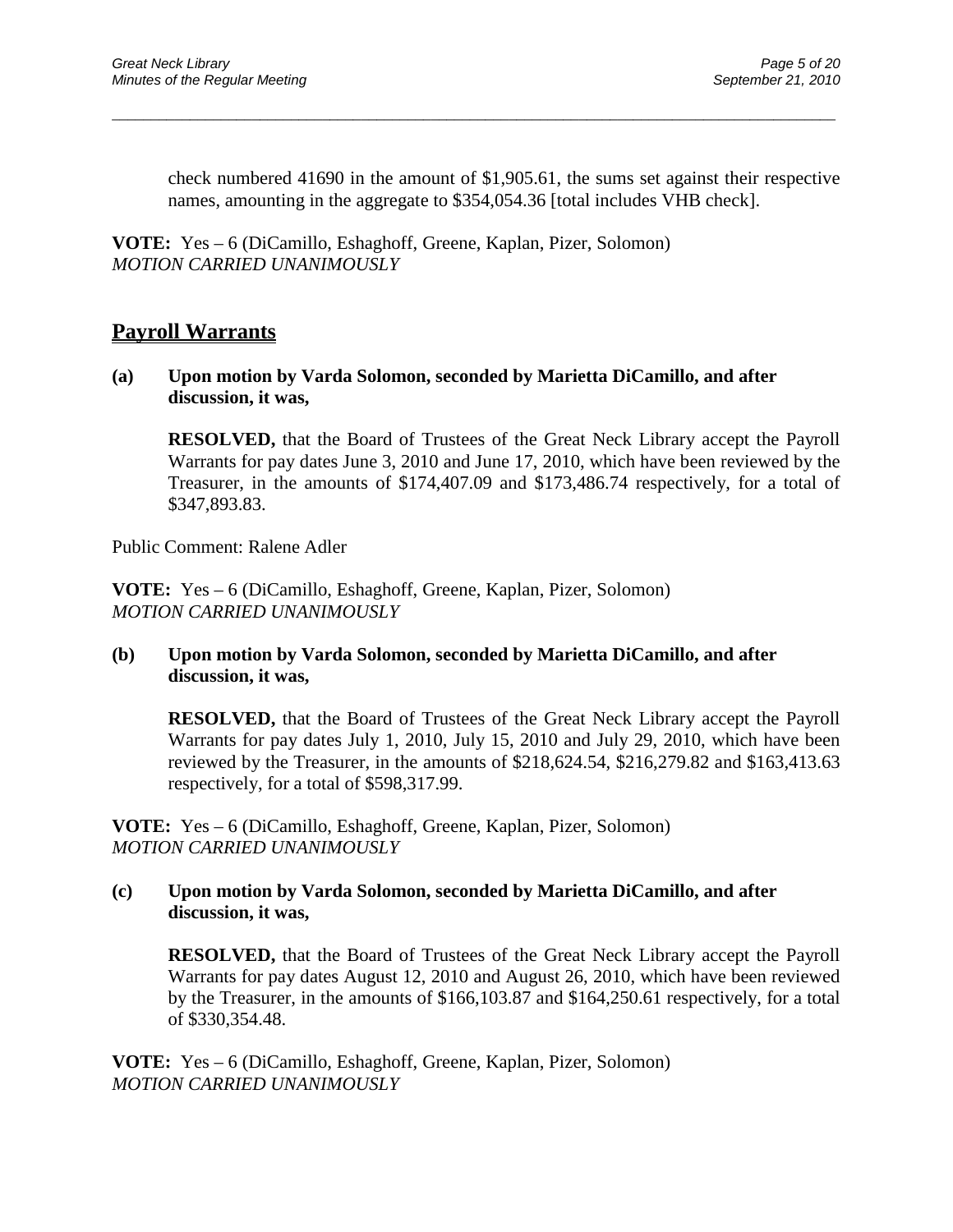check numbered 41690 in the amount of $1,905.61, the sums set against their respective names, amounting in the aggregate to $354,054.36 [total includes VHB check].

**VOTE:** Yes – 6 (DiCamillo, Eshaghoff, Greene, Kaplan, Pizer, Solomon)
*MOTION CARRIED UNANIMOUSLY*

## Payroll Warrants

**(a) Upon motion by Varda Solomon, seconded by Marietta DiCamillo, and after discussion, it was,**

**RESOLVED,** that the Board of Trustees of the Great Neck Library accept the Payroll Warrants for pay dates June 3, 2010 and June 17, 2010, which have been reviewed by the Treasurer, in the amounts of $174,407.09 and $173,486.74 respectively, for a total of $347,893.83.

Public Comment: Ralene Adler

**VOTE:** Yes – 6 (DiCamillo, Eshaghoff, Greene, Kaplan, Pizer, Solomon)
*MOTION CARRIED UNANIMOUSLY*

**(b) Upon motion by Varda Solomon, seconded by Marietta DiCamillo, and after discussion, it was,**

**RESOLVED,** that the Board of Trustees of the Great Neck Library accept the Payroll Warrants for pay dates July 1, 2010, July 15, 2010 and July 29, 2010, which have been reviewed by the Treasurer, in the amounts of $218,624.54, $216,279.82 and $163,413.63 respectively, for a total of $598,317.99.

**VOTE:** Yes – 6 (DiCamillo, Eshaghoff, Greene, Kaplan, Pizer, Solomon)
*MOTION CARRIED UNANIMOUSLY*

**(c) Upon motion by Varda Solomon, seconded by Marietta DiCamillo, and after discussion, it was,**

**RESOLVED,** that the Board of Trustees of the Great Neck Library accept the Payroll Warrants for pay dates August 12, 2010 and August 26, 2010, which have been reviewed by the Treasurer, in the amounts of $166,103.87 and $164,250.61 respectively, for a total of $330,354.48.

**VOTE:** Yes – 6 (DiCamillo, Eshaghoff, Greene, Kaplan, Pizer, Solomon)
*MOTION CARRIED UNANIMOUSLY*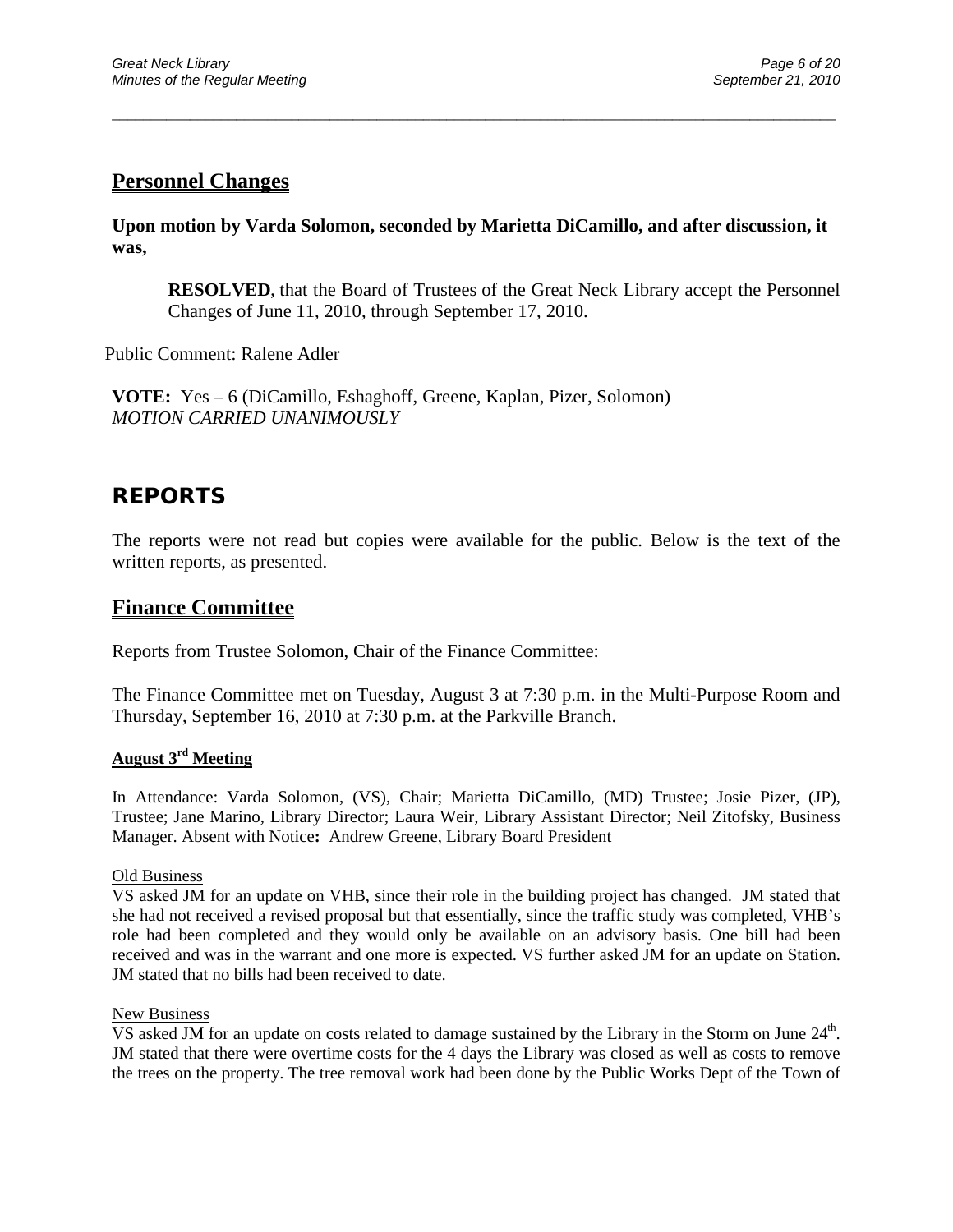## Personnel Changes

**Upon motion by Varda Solomon, seconded by Marietta DiCamillo, and after discussion, it was,**

> **RESOLVED**, that the Board of Trustees of the Great Neck Library accept the Personnel Changes of June 11, 2010, through September 17, 2010.

Public Comment: Ralene Adler

**VOTE:** Yes – 6 (DiCamillo, Eshaghoff, Greene, Kaplan, Pizer, Solomon)
*MOTION CARRIED UNANIMOUSLY*

# REPORTS

The reports were not read but copies were available for the public. Below is the text of the written reports, as presented.

## Finance Committee

Reports from Trustee Solomon, Chair of the Finance Committee:

The Finance Committee met on Tuesday, August 3 at 7:30 p.m. in the Multi-Purpose Room and Thursday, September 16, 2010 at 7:30 p.m. at the Parkville Branch.

### August 3rd Meeting

In Attendance: Varda Solomon, (VS), Chair; Marietta DiCamillo, (MD) Trustee; Josie Pizer, (JP), Trustee; Jane Marino, Library Director; Laura Weir, Library Assistant Director; Neil Zitofsky, Business Manager. Absent with Notice**:** Andrew Greene, Library Board President

Old Business
VS asked JM for an update on VHB, since their role in the building project has changed. JM stated that she had not received a revised proposal but that essentially, since the traffic study was completed, VHB's role had been completed and they would only be available on an advisory basis. One bill had been received and was in the warrant and one more is expected. VS further asked JM for an update on Station. JM stated that no bills had been received to date.

New Business
VS asked JM for an update on costs related to damage sustained by the Library in the Storm on June 24th. JM stated that there were overtime costs for the 4 days the Library was closed as well as costs to remove the trees on the property. The tree removal work had been done by the Public Works Dept of the Town of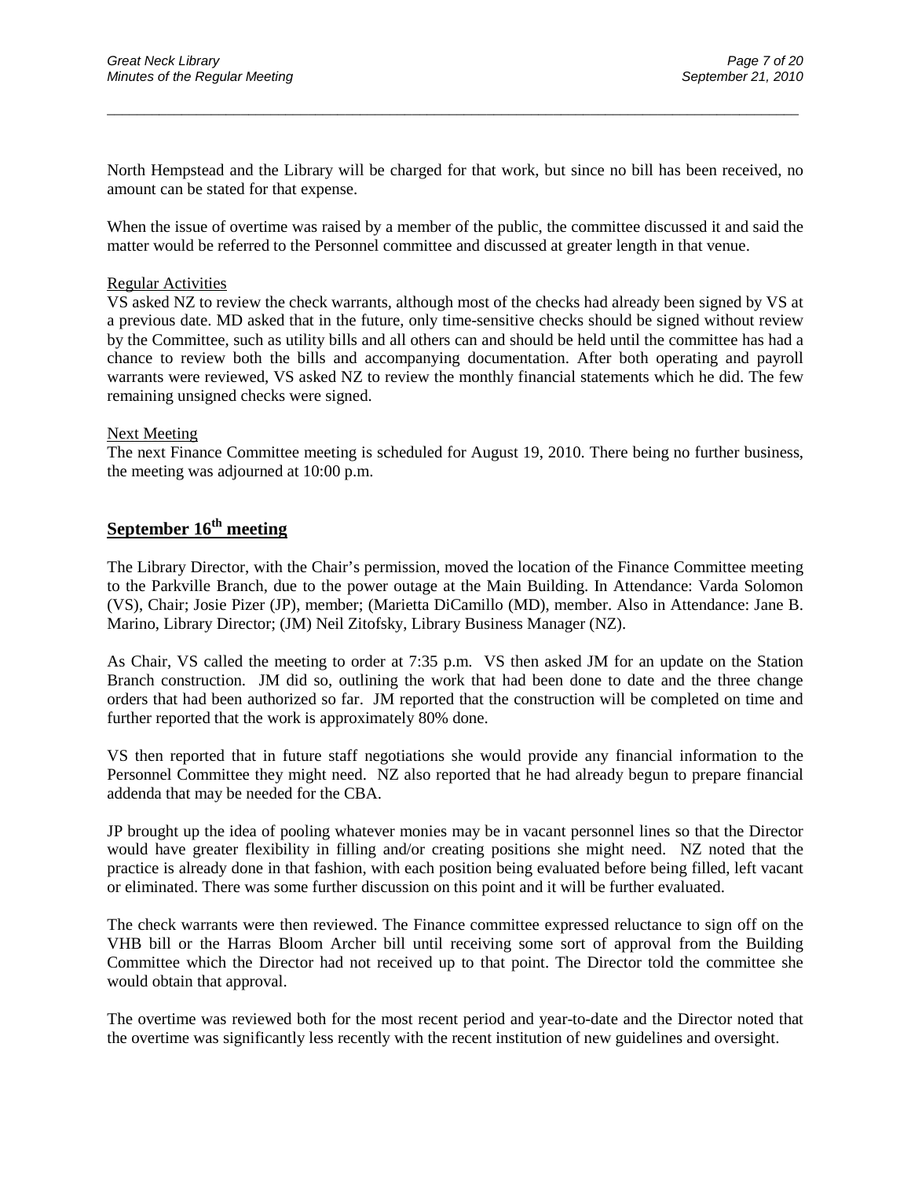North Hempstead and the Library will be charged for that work, but since no bill has been received, no amount can be stated for that expense.

When the issue of overtime was raised by a member of the public, the committee discussed it and said the matter would be referred to the Personnel committee and discussed at greater length in that venue.

Regular Activities

VS asked NZ to review the check warrants, although most of the checks had already been signed by VS at a previous date. MD asked that in the future, only time-sensitive checks should be signed without review by the Committee, such as utility bills and all others can and should be held until the committee has had a chance to review both the bills and accompanying documentation. After both operating and payroll warrants were reviewed, VS asked NZ to review the monthly financial statements which he did. The few remaining unsigned checks were signed.

Next Meeting

The next Finance Committee meeting is scheduled for August 19, 2010. There being no further business, the meeting was adjourned at 10:00 p.m.

## September 16th meeting

The Library Director, with the Chair's permission, moved the location of the Finance Committee meeting to the Parkville Branch, due to the power outage at the Main Building. In Attendance: Varda Solomon (VS), Chair; Josie Pizer (JP), member; (Marietta DiCamillo (MD), member. Also in Attendance: Jane B. Marino, Library Director; (JM) Neil Zitofsky, Library Business Manager (NZ).

As Chair, VS called the meeting to order at 7:35 p.m. VS then asked JM for an update on the Station Branch construction. JM did so, outlining the work that had been done to date and the three change orders that had been authorized so far. JM reported that the construction will be completed on time and further reported that the work is approximately 80% done.

VS then reported that in future staff negotiations she would provide any financial information to the Personnel Committee they might need. NZ also reported that he had already begun to prepare financial addenda that may be needed for the CBA.

JP brought up the idea of pooling whatever monies may be in vacant personnel lines so that the Director would have greater flexibility in filling and/or creating positions she might need. NZ noted that the practice is already done in that fashion, with each position being evaluated before being filled, left vacant or eliminated. There was some further discussion on this point and it will be further evaluated.

The check warrants were then reviewed. The Finance committee expressed reluctance to sign off on the VHB bill or the Harras Bloom Archer bill until receiving some sort of approval from the Building Committee which the Director had not received up to that point. The Director told the committee she would obtain that approval.

The overtime was reviewed both for the most recent period and year-to-date and the Director noted that the overtime was significantly less recently with the recent institution of new guidelines and oversight.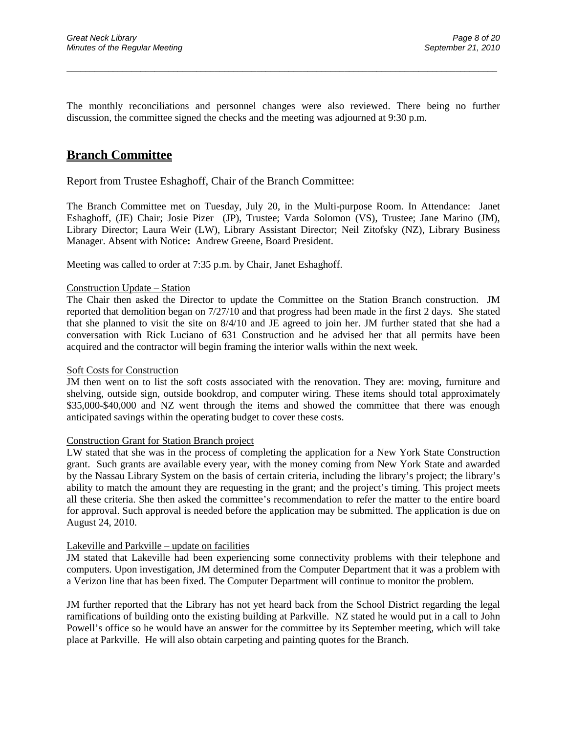The monthly reconciliations and personnel changes were also reviewed. There being no further discussion, the committee signed the checks and the meeting was adjourned at 9:30 p.m.

## Branch Committee

Report from Trustee Eshaghoff, Chair of the Branch Committee:

The Branch Committee met on Tuesday, July 20, in the Multi-purpose Room. In Attendance: Janet Eshaghoff, (JE) Chair; Josie Pizer (JP), Trustee; Varda Solomon (VS), Trustee; Jane Marino (JM), Library Director; Laura Weir (LW), Library Assistant Director; Neil Zitofsky (NZ), Library Business Manager. Absent with Notice**:** Andrew Greene, Board President.

Meeting was called to order at 7:35 p.m. by Chair, Janet Eshaghoff.

Construction Update – Station

The Chair then asked the Director to update the Committee on the Station Branch construction. JM reported that demolition began on 7/27/10 and that progress had been made in the first 2 days. She stated that she planned to visit the site on 8/4/10 and JE agreed to join her. JM further stated that she had a conversation with Rick Luciano of 631 Construction and he advised her that all permits have been acquired and the contractor will begin framing the interior walls within the next week.

Soft Costs for Construction

JM then went on to list the soft costs associated with the renovation. They are: moving, furniture and shelving, outside sign, outside bookdrop, and computer wiring. These items should total approximately \$35,000-\$40,000 and NZ went through the items and showed the committee that there was enough anticipated savings within the operating budget to cover these costs.

Construction Grant for Station Branch project

LW stated that she was in the process of completing the application for a New York State Construction grant. Such grants are available every year, with the money coming from New York State and awarded by the Nassau Library System on the basis of certain criteria, including the library's project; the library's ability to match the amount they are requesting in the grant; and the project's timing. This project meets all these criteria. She then asked the committee's recommendation to refer the matter to the entire board for approval. Such approval is needed before the application may be submitted. The application is due on August 24, 2010.

Lakeville and Parkville – update on facilities

JM stated that Lakeville had been experiencing some connectivity problems with their telephone and computers. Upon investigation, JM determined from the Computer Department that it was a problem with a Verizon line that has been fixed. The Computer Department will continue to monitor the problem.

JM further reported that the Library has not yet heard back from the School District regarding the legal ramifications of building onto the existing building at Parkville. NZ stated he would put in a call to John Powell's office so he would have an answer for the committee by its September meeting, which will take place at Parkville. He will also obtain carpeting and painting quotes for the Branch.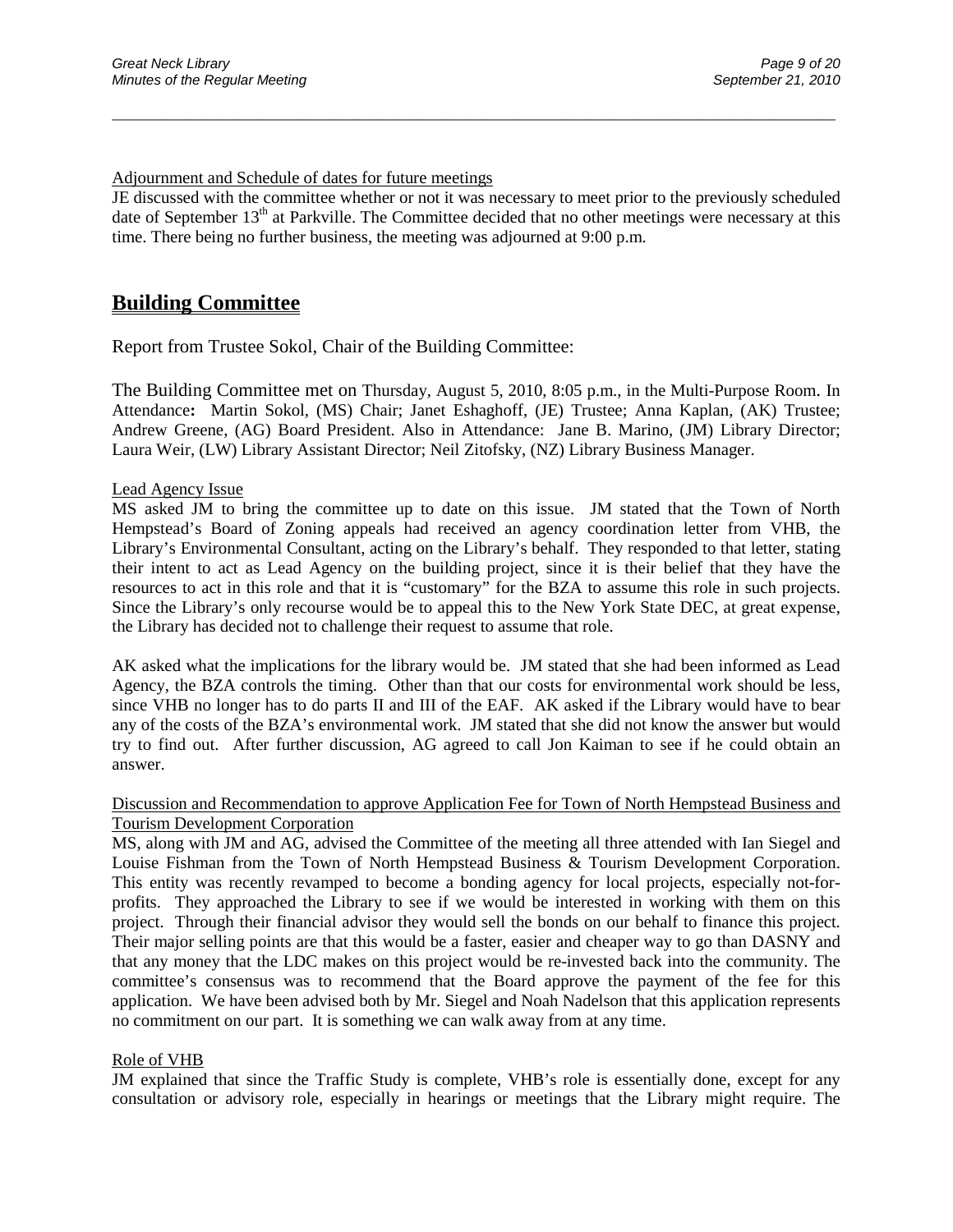Adjournment and Schedule of dates for future meetings

JE discussed with the committee whether or not it was necessary to meet prior to the previously scheduled date of September 13th at Parkville. The Committee decided that no other meetings were necessary at this time. There being no further business, the meeting was adjourned at 9:00 p.m.

## Building Committee

Report from Trustee Sokol, Chair of the Building Committee:

The Building Committee met on Thursday, August 5, 2010, 8:05 p.m., in the Multi-Purpose Room. In Attendance**:** Martin Sokol, (MS) Chair; Janet Eshaghoff, (JE) Trustee; Anna Kaplan, (AK) Trustee; Andrew Greene, (AG) Board President. Also in Attendance: Jane B. Marino, (JM) Library Director; Laura Weir, (LW) Library Assistant Director; Neil Zitofsky, (NZ) Library Business Manager.

Lead Agency Issue

MS asked JM to bring the committee up to date on this issue. JM stated that the Town of North Hempstead's Board of Zoning appeals had received an agency coordination letter from VHB, the Library's Environmental Consultant, acting on the Library's behalf. They responded to that letter, stating their intent to act as Lead Agency on the building project, since it is their belief that they have the resources to act in this role and that it is "customary" for the BZA to assume this role in such projects. Since the Library's only recourse would be to appeal this to the New York State DEC, at great expense, the Library has decided not to challenge their request to assume that role.

AK asked what the implications for the library would be. JM stated that she had been informed as Lead Agency, the BZA controls the timing. Other than that our costs for environmental work should be less, since VHB no longer has to do parts II and III of the EAF. AK asked if the Library would have to bear any of the costs of the BZA's environmental work. JM stated that she did not know the answer but would try to find out. After further discussion, AG agreed to call Jon Kaiman to see if he could obtain an answer.

Discussion and Recommendation to approve Application Fee for Town of North Hempstead Business and Tourism Development Corporation

MS, along with JM and AG, advised the Committee of the meeting all three attended with Ian Siegel and Louise Fishman from the Town of North Hempstead Business & Tourism Development Corporation. This entity was recently revamped to become a bonding agency for local projects, especially not-for-profits. They approached the Library to see if we would be interested in working with them on this project. Through their financial advisor they would sell the bonds on our behalf to finance this project. Their major selling points are that this would be a faster, easier and cheaper way to go than DASNY and that any money that the LDC makes on this project would be re-invested back into the community. The committee's consensus was to recommend that the Board approve the payment of the fee for this application. We have been advised both by Mr. Siegel and Noah Nadelson that this application represents no commitment on our part. It is something we can walk away from at any time.

Role of VHB

JM explained that since the Traffic Study is complete, VHB's role is essentially done, except for any consultation or advisory role, especially in hearings or meetings that the Library might require. The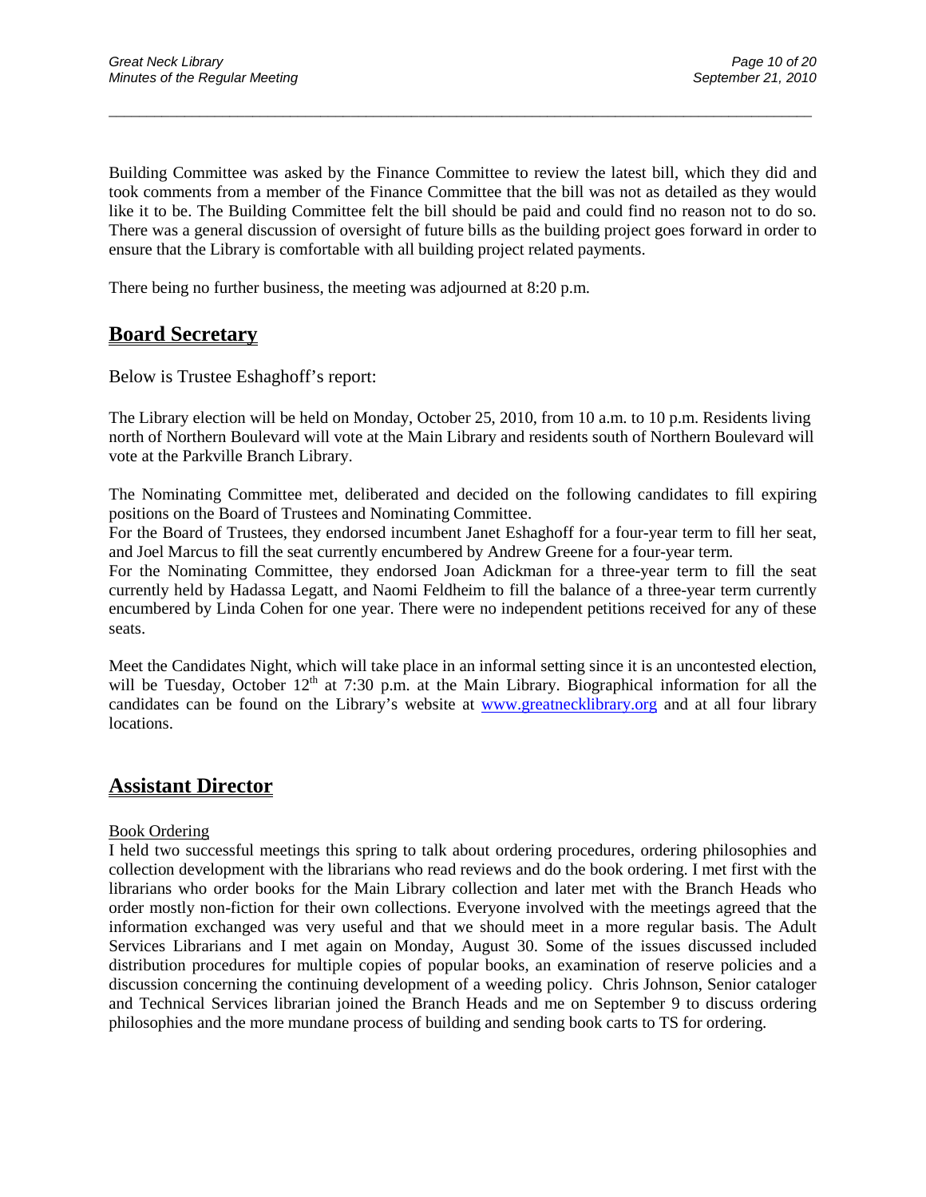Building Committee was asked by the Finance Committee to review the latest bill, which they did and took comments from a member of the Finance Committee that the bill was not as detailed as they would like it to be. The Building Committee felt the bill should be paid and could find no reason not to do so. There was a general discussion of oversight of future bills as the building project goes forward in order to ensure that the Library is comfortable with all building project related payments.

There being no further business, the meeting was adjourned at 8:20 p.m.

## Board Secretary

Below is Trustee Eshaghoff's report:

The Library election will be held on Monday, October 25, 2010, from 10 a.m. to 10 p.m. Residents living north of Northern Boulevard will vote at the Main Library and residents south of Northern Boulevard will vote at the Parkville Branch Library.

The Nominating Committee met, deliberated and decided on the following candidates to fill expiring positions on the Board of Trustees and Nominating Committee.
For the Board of Trustees, they endorsed incumbent Janet Eshaghoff for a four-year term to fill her seat, and Joel Marcus to fill the seat currently encumbered by Andrew Greene for a four-year term.
For the Nominating Committee, they endorsed Joan Adickman for a three-year term to fill the seat currently held by Hadassa Legatt, and Naomi Feldheim to fill the balance of a three-year term currently encumbered by Linda Cohen for one year. There were no independent petitions received for any of these seats.

Meet the Candidates Night, which will take place in an informal setting since it is an uncontested election, will be Tuesday, October 12th at 7:30 p.m. at the Main Library. Biographical information for all the candidates can be found on the Library's website at www.greatnecklibrary.org and at all four library locations.

## Assistant Director

Book Ordering
I held two successful meetings this spring to talk about ordering procedures, ordering philosophies and collection development with the librarians who read reviews and do the book ordering. I met first with the librarians who order books for the Main Library collection and later met with the Branch Heads who order mostly non-fiction for their own collections. Everyone involved with the meetings agreed that the information exchanged was very useful and that we should meet in a more regular basis. The Adult Services Librarians and I met again on Monday, August 30. Some of the issues discussed included distribution procedures for multiple copies of popular books, an examination of reserve policies and a discussion concerning the continuing development of a weeding policy. Chris Johnson, Senior cataloger and Technical Services librarian joined the Branch Heads and me on September 9 to discuss ordering philosophies and the more mundane process of building and sending book carts to TS for ordering.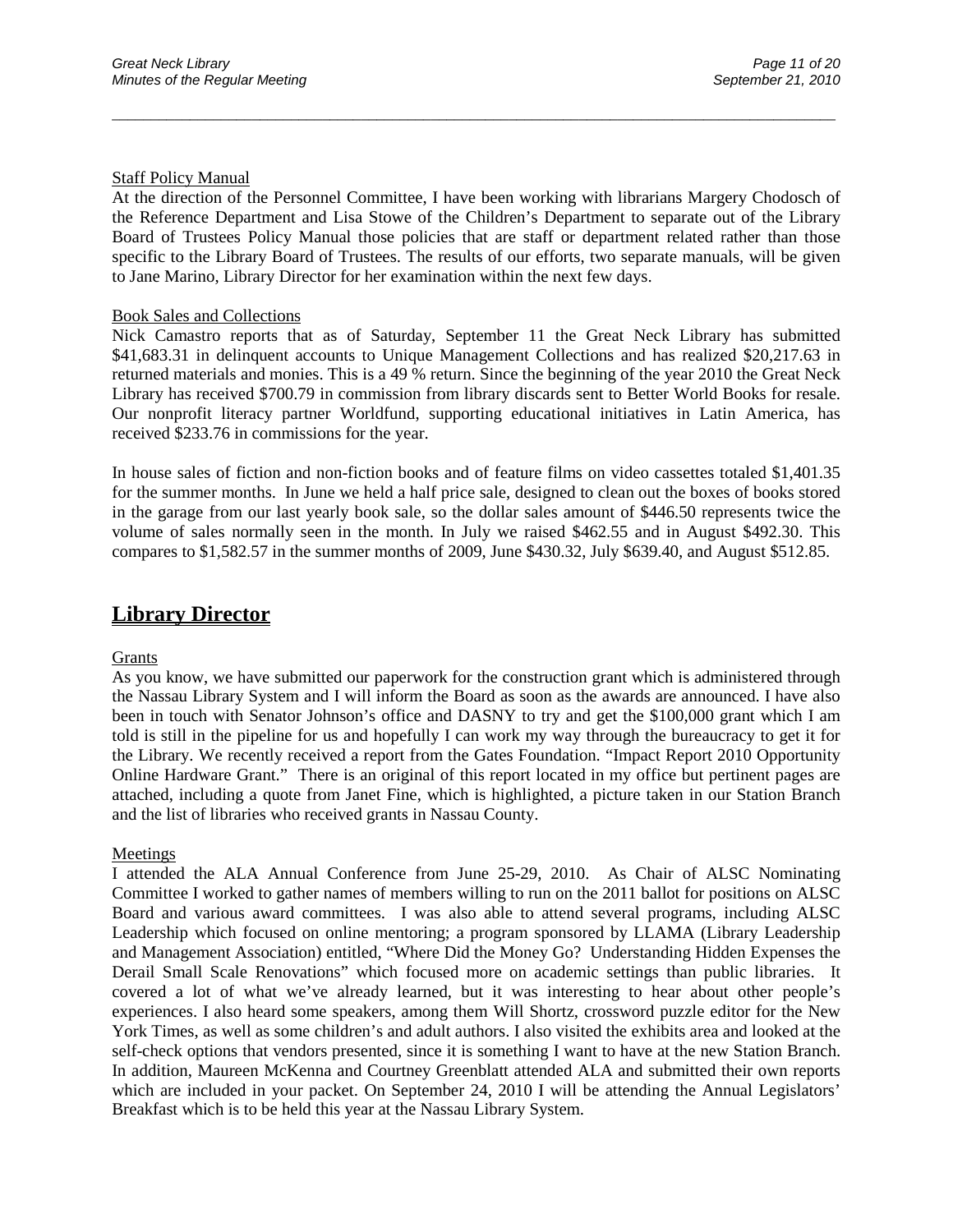Staff Policy Manual

At the direction of the Personnel Committee, I have been working with librarians Margery Chodosch of the Reference Department and Lisa Stowe of the Children's Department to separate out of the Library Board of Trustees Policy Manual those policies that are staff or department related rather than those specific to the Library Board of Trustees. The results of our efforts, two separate manuals, will be given to Jane Marino, Library Director for her examination within the next few days.

Book Sales and Collections

Nick Camastro reports that as of Saturday, September 11 the Great Neck Library has submitted $41,683.31 in delinquent accounts to Unique Management Collections and has realized $20,217.63 in returned materials and monies. This is a 49 % return. Since the beginning of the year 2010 the Great Neck Library has received $700.79 in commission from library discards sent to Better World Books for resale. Our nonprofit literacy partner Worldfund, supporting educational initiatives in Latin America, has received $233.76 in commissions for the year.

In house sales of fiction and non-fiction books and of feature films on video cassettes totaled $1,401.35 for the summer months. In June we held a half price sale, designed to clean out the boxes of books stored in the garage from our last yearly book sale, so the dollar sales amount of $446.50 represents twice the volume of sales normally seen in the month. In July we raised $462.55 and in August $492.30. This compares to $1,582.57 in the summer months of 2009, June $430.32, July $639.40, and August $512.85.

# Library Director

Grants

As you know, we have submitted our paperwork for the construction grant which is administered through the Nassau Library System and I will inform the Board as soon as the awards are announced. I have also been in touch with Senator Johnson's office and DASNY to try and get the $100,000 grant which I am told is still in the pipeline for us and hopefully I can work my way through the bureaucracy to get it for the Library. We recently received a report from the Gates Foundation. "Impact Report 2010 Opportunity Online Hardware Grant." There is an original of this report located in my office but pertinent pages are attached, including a quote from Janet Fine, which is highlighted, a picture taken in our Station Branch and the list of libraries who received grants in Nassau County.

Meetings

I attended the ALA Annual Conference from June 25-29, 2010. As Chair of ALSC Nominating Committee I worked to gather names of members willing to run on the 2011 ballot for positions on ALSC Board and various award committees. I was also able to attend several programs, including ALSC Leadership which focused on online mentoring; a program sponsored by LLAMA (Library Leadership and Management Association) entitled, "Where Did the Money Go? Understanding Hidden Expenses the Derail Small Scale Renovations" which focused more on academic settings than public libraries. It covered a lot of what we've already learned, but it was interesting to hear about other people's experiences. I also heard some speakers, among them Will Shortz, crossword puzzle editor for the New York Times, as well as some children's and adult authors. I also visited the exhibits area and looked at the self-check options that vendors presented, since it is something I want to have at the new Station Branch. In addition, Maureen McKenna and Courtney Greenblatt attended ALA and submitted their own reports which are included in your packet. On September 24, 2010 I will be attending the Annual Legislators' Breakfast which is to be held this year at the Nassau Library System.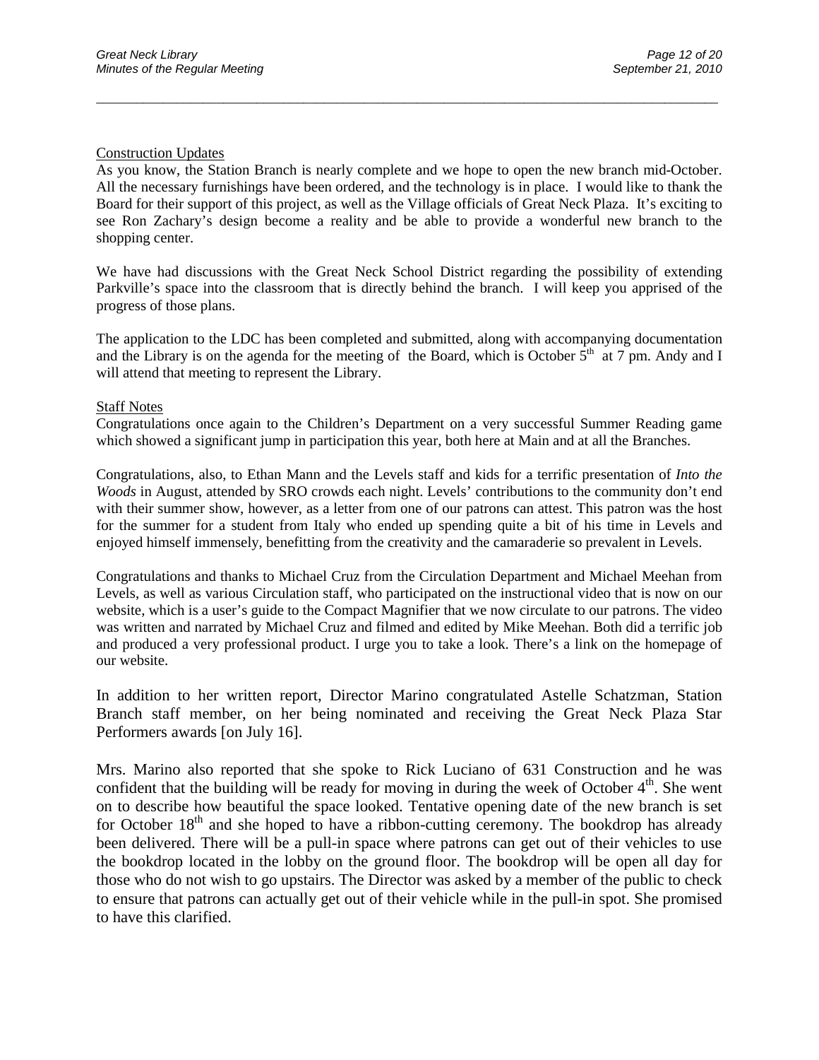Construction Updates

As you know, the Station Branch is nearly complete and we hope to open the new branch mid-October. All the necessary furnishings have been ordered, and the technology is in place. I would like to thank the Board for their support of this project, as well as the Village officials of Great Neck Plaza. It's exciting to see Ron Zachary's design become a reality and be able to provide a wonderful new branch to the shopping center.

We have had discussions with the Great Neck School District regarding the possibility of extending Parkville's space into the classroom that is directly behind the branch. I will keep you apprised of the progress of those plans.

The application to the LDC has been completed and submitted, along with accompanying documentation and the Library is on the agenda for the meeting of the Board, which is October 5th at 7 pm. Andy and I will attend that meeting to represent the Library.

Staff Notes

Congratulations once again to the Children's Department on a very successful Summer Reading game which showed a significant jump in participation this year, both here at Main and at all the Branches.

Congratulations, also, to Ethan Mann and the Levels staff and kids for a terrific presentation of *Into the Woods* in August, attended by SRO crowds each night. Levels' contributions to the community don't end with their summer show, however, as a letter from one of our patrons can attest. This patron was the host for the summer for a student from Italy who ended up spending quite a bit of his time in Levels and enjoyed himself immensely, benefitting from the creativity and the camaraderie so prevalent in Levels.

Congratulations and thanks to Michael Cruz from the Circulation Department and Michael Meehan from Levels, as well as various Circulation staff, who participated on the instructional video that is now on our website, which is a user's guide to the Compact Magnifier that we now circulate to our patrons. The video was written and narrated by Michael Cruz and filmed and edited by Mike Meehan. Both did a terrific job and produced a very professional product. I urge you to take a look. There's a link on the homepage of our website.

In addition to her written report, Director Marino congratulated Astelle Schatzman, Station Branch staff member, on her being nominated and receiving the Great Neck Plaza Star Performers awards [on July 16].

Mrs. Marino also reported that she spoke to Rick Luciano of 631 Construction and he was confident that the building will be ready for moving in during the week of October 4th. She went on to describe how beautiful the space looked. Tentative opening date of the new branch is set for October 18th and she hoped to have a ribbon-cutting ceremony. The bookdrop has already been delivered. There will be a pull-in space where patrons can get out of their vehicles to use the bookdrop located in the lobby on the ground floor. The bookdrop will be open all day for those who do not wish to go upstairs. The Director was asked by a member of the public to check to ensure that patrons can actually get out of their vehicle while in the pull-in spot. She promised to have this clarified.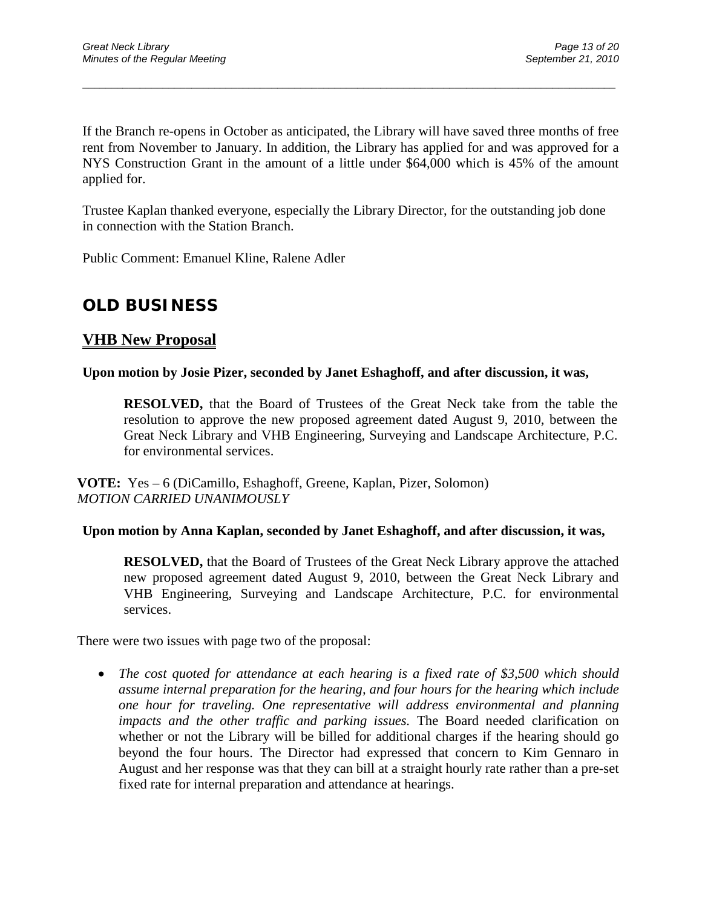If the Branch re-opens in October as anticipated, the Library will have saved three months of free rent from November to January. In addition, the Library has applied for and was approved for a NYS Construction Grant in the amount of a little under $64,000 which is 45% of the amount applied for.

Trustee Kaplan thanked everyone, especially the Library Director, for the outstanding job done in connection with the Station Branch.

Public Comment: Emanuel Kline, Ralene Adler

# OLD BUSINESS

## VHB New Proposal

**Upon motion by Josie Pizer, seconded by Janet Eshaghoff, and after discussion, it was,**

> **RESOLVED,** that the Board of Trustees of the Great Neck take from the table the resolution to approve the new proposed agreement dated August 9, 2010, between the Great Neck Library and VHB Engineering, Surveying and Landscape Architecture, P.C. for environmental services.

**VOTE:** Yes – 6 (DiCamillo, Eshaghoff, Greene, Kaplan, Pizer, Solomon)
*MOTION CARRIED UNANIMOUSLY*

**Upon motion by Anna Kaplan, seconded by Janet Eshaghoff, and after discussion, it was,**

> **RESOLVED,** that the Board of Trustees of the Great Neck Library approve the attached new proposed agreement dated August 9, 2010, between the Great Neck Library and VHB Engineering, Surveying and Landscape Architecture, P.C. for environmental services.

There were two issues with page two of the proposal:

- *The cost quoted for attendance at each hearing is a fixed rate of $3,500 which should assume internal preparation for the hearing, and four hours for the hearing which include one hour for traveling. One representative will address environmental and planning impacts and the other traffic and parking issues.* The Board needed clarification on whether or not the Library will be billed for additional charges if the hearing should go beyond the four hours. The Director had expressed that concern to Kim Gennaro in August and her response was that they can bill at a straight hourly rate rather than a pre-set fixed rate for internal preparation and attendance at hearings.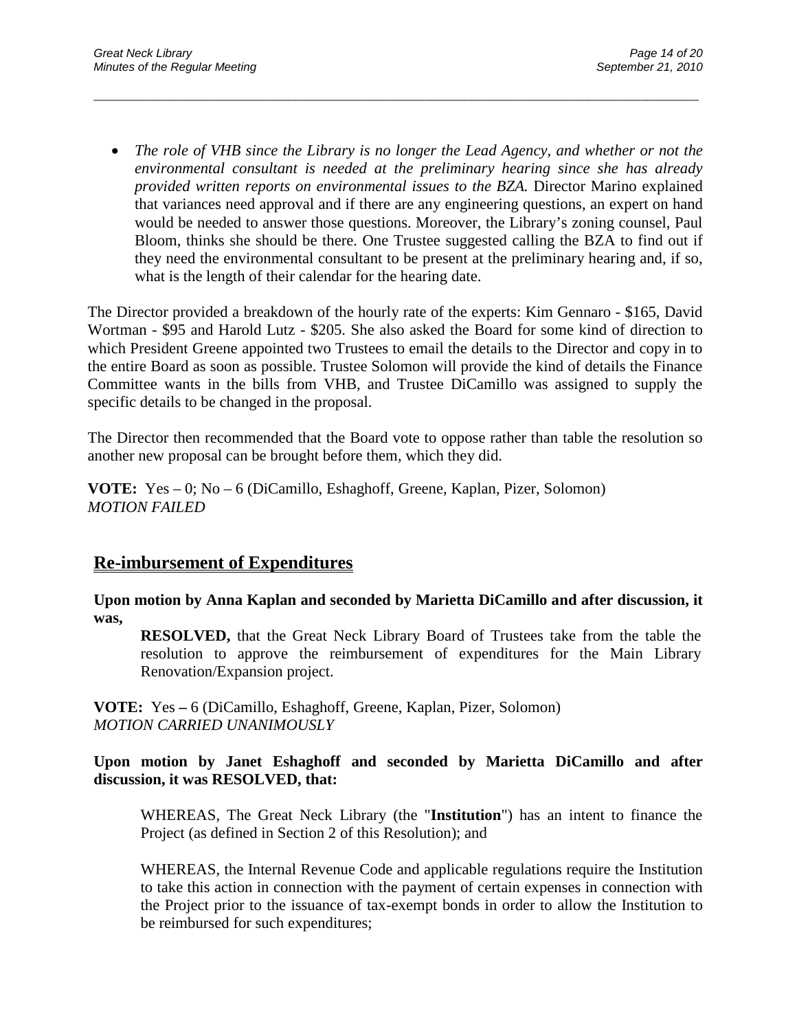- *The role of VHB since the Library is no longer the Lead Agency, and whether or not the environmental consultant is needed at the preliminary hearing since she has already provided written reports on environmental issues to the BZA.* Director Marino explained that variances need approval and if there are any engineering questions, an expert on hand would be needed to answer those questions. Moreover, the Library's zoning counsel, Paul Bloom, thinks she should be there. One Trustee suggested calling the BZA to find out if they need the environmental consultant to be present at the preliminary hearing and, if so, what is the length of their calendar for the hearing date.

The Director provided a breakdown of the hourly rate of the experts: Kim Gennaro - $165, David Wortman - $95 and Harold Lutz - $205. She also asked the Board for some kind of direction to which President Greene appointed two Trustees to email the details to the Director and copy in to the entire Board as soon as possible. Trustee Solomon will provide the kind of details the Finance Committee wants in the bills from VHB, and Trustee DiCamillo was assigned to supply the specific details to be changed in the proposal.

The Director then recommended that the Board vote to oppose rather than table the resolution so another new proposal can be brought before them, which they did.

**VOTE:** Yes – 0; No – 6 (DiCamillo, Eshaghoff, Greene, Kaplan, Pizer, Solomon)
*MOTION FAILED*

## Re-imbursement of Expenditures

**Upon motion by Anna Kaplan and seconded by Marietta DiCamillo and after discussion, it was,**

> **RESOLVED,** that the Great Neck Library Board of Trustees take from the table the resolution to approve the reimbursement of expenditures for the Main Library Renovation/Expansion project.

**VOTE:** Yes **–** 6 (DiCamillo, Eshaghoff, Greene, Kaplan, Pizer, Solomon)
*MOTION CARRIED UNANIMOUSLY*

**Upon motion by Janet Eshaghoff and seconded by Marietta DiCamillo and after discussion, it was RESOLVED, that:**

> WHEREAS, The Great Neck Library (the "**Institution**") has an intent to finance the Project (as defined in Section 2 of this Resolution); and
>
> WHEREAS, the Internal Revenue Code and applicable regulations require the Institution to take this action in connection with the payment of certain expenses in connection with the Project prior to the issuance of tax-exempt bonds in order to allow the Institution to be reimbursed for such expenditures;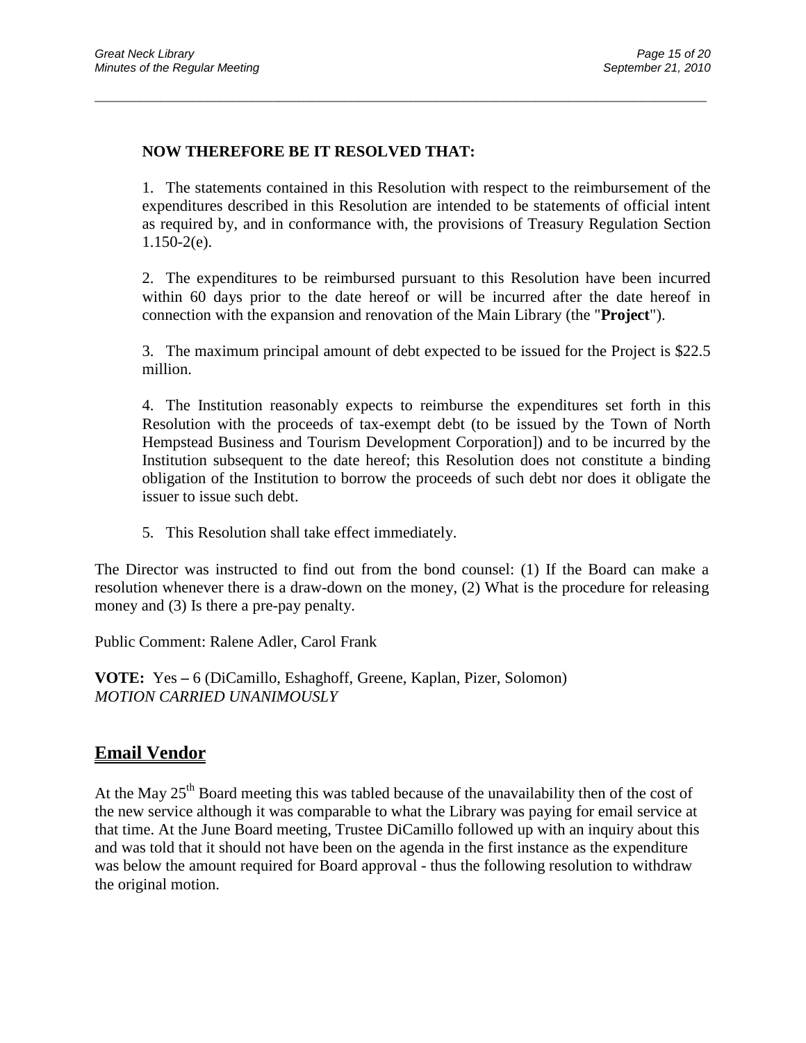**NOW THEREFORE BE IT RESOLVED THAT:**

1. The statements contained in this Resolution with respect to the reimbursement of the expenditures described in this Resolution are intended to be statements of official intent as required by, and in conformance with, the provisions of Treasury Regulation Section 1.150-2(e).

2. The expenditures to be reimbursed pursuant to this Resolution have been incurred within 60 days prior to the date hereof or will be incurred after the date hereof in connection with the expansion and renovation of the Main Library (the "**Project**").

3. The maximum principal amount of debt expected to be issued for the Project is $22.5 million.

4. The Institution reasonably expects to reimburse the expenditures set forth in this Resolution with the proceeds of tax-exempt debt (to be issued by the Town of North Hempstead Business and Tourism Development Corporation]) and to be incurred by the Institution subsequent to the date hereof; this Resolution does not constitute a binding obligation of the Institution to borrow the proceeds of such debt nor does it obligate the issuer to issue such debt.

5. This Resolution shall take effect immediately.

The Director was instructed to find out from the bond counsel: (1) If the Board can make a resolution whenever there is a draw-down on the money, (2) What is the procedure for releasing money and (3) Is there a pre-pay penalty.

Public Comment: Ralene Adler, Carol Frank

**VOTE:** Yes – 6 (DiCamillo, Eshaghoff, Greene, Kaplan, Pizer, Solomon)
*MOTION CARRIED UNANIMOUSLY*

## Email Vendor

At the May 25th Board meeting this was tabled because of the unavailability then of the cost of the new service although it was comparable to what the Library was paying for email service at that time. At the June Board meeting, Trustee DiCamillo followed up with an inquiry about this and was told that it should not have been on the agenda in the first instance as the expenditure was below the amount required for Board approval - thus the following resolution to withdraw the original motion.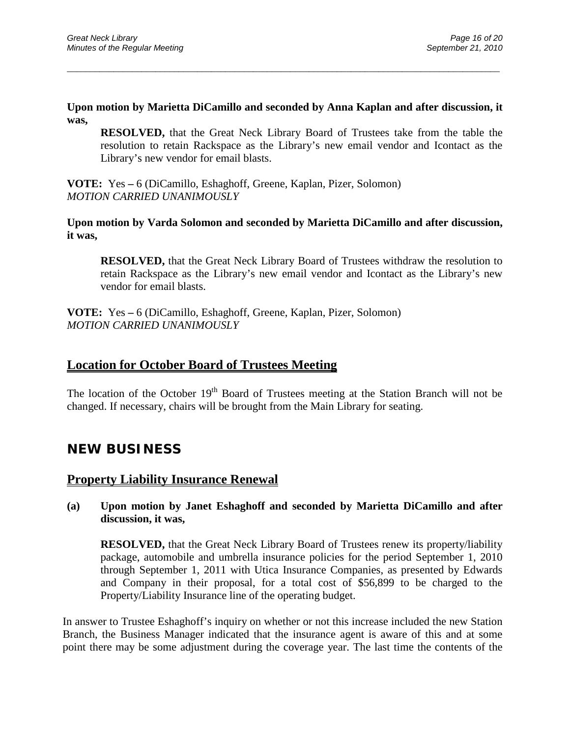**Upon motion by Marietta DiCamillo and seconded by Anna Kaplan and after discussion, it was,**

> **RESOLVED,** that the Great Neck Library Board of Trustees take from the table the resolution to retain Rackspace as the Library's new email vendor and Icontact as the Library's new vendor for email blasts.

**VOTE:** Yes **–** 6 (DiCamillo, Eshaghoff, Greene, Kaplan, Pizer, Solomon)
*MOTION CARRIED UNANIMOUSLY*

**Upon motion by Varda Solomon and seconded by Marietta DiCamillo and after discussion, it was,**

> **RESOLVED,** that the Great Neck Library Board of Trustees withdraw the resolution to retain Rackspace as the Library's new email vendor and Icontact as the Library's new vendor for email blasts.

**VOTE:** Yes **–** 6 (DiCamillo, Eshaghoff, Greene, Kaplan, Pizer, Solomon)
*MOTION CARRIED UNANIMOUSLY*

## Location for October Board of Trustees Meeting

The location of the October 19th Board of Trustees meeting at the Station Branch will not be changed. If necessary, chairs will be brought from the Main Library for seating.

# NEW BUSINESS

## Property Liability Insurance Renewal

**(a) Upon motion by Janet Eshaghoff and seconded by Marietta DiCamillo and after discussion, it was,**

> **RESOLVED,** that the Great Neck Library Board of Trustees renew its property/liability package, automobile and umbrella insurance policies for the period September 1, 2010 through September 1, 2011 with Utica Insurance Companies, as presented by Edwards and Company in their proposal, for a total cost of $56,899 to be charged to the Property/Liability Insurance line of the operating budget.

In answer to Trustee Eshaghoff's inquiry on whether or not this increase included the new Station Branch, the Business Manager indicated that the insurance agent is aware of this and at some point there may be some adjustment during the coverage year. The last time the contents of the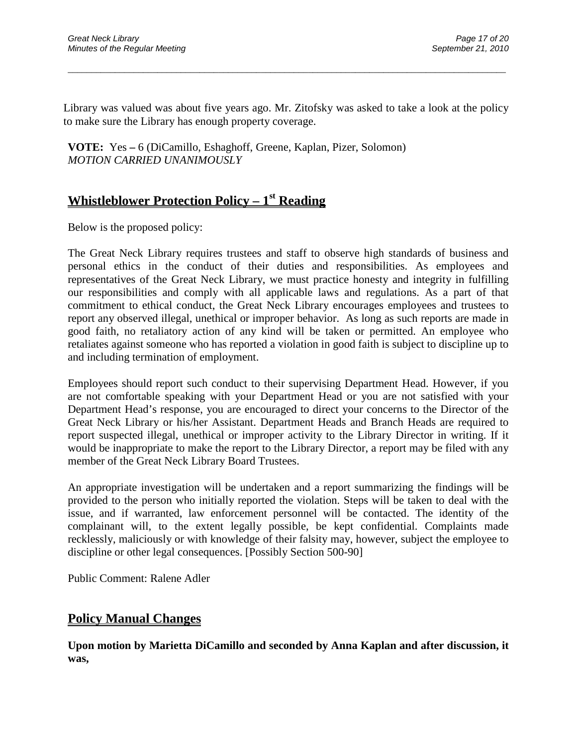Library was valued was about five years ago. Mr. Zitofsky was asked to take a look at the policy to make sure the Library has enough property coverage.

**VOTE:** Yes – 6 (DiCamillo, Eshaghoff, Greene, Kaplan, Pizer, Solomon)
*MOTION CARRIED UNANIMOUSLY*

## Whistleblower Protection Policy – 1st Reading

Below is the proposed policy:

The Great Neck Library requires trustees and staff to observe high standards of business and personal ethics in the conduct of their duties and responsibilities. As employees and representatives of the Great Neck Library, we must practice honesty and integrity in fulfilling our responsibilities and comply with all applicable laws and regulations. As a part of that commitment to ethical conduct, the Great Neck Library encourages employees and trustees to report any observed illegal, unethical or improper behavior. As long as such reports are made in good faith, no retaliatory action of any kind will be taken or permitted. An employee who retaliates against someone who has reported a violation in good faith is subject to discipline up to and including termination of employment.

Employees should report such conduct to their supervising Department Head. However, if you are not comfortable speaking with your Department Head or you are not satisfied with your Department Head's response, you are encouraged to direct your concerns to the Director of the Great Neck Library or his/her Assistant. Department Heads and Branch Heads are required to report suspected illegal, unethical or improper activity to the Library Director in writing. If it would be inappropriate to make the report to the Library Director, a report may be filed with any member of the Great Neck Library Board Trustees.

An appropriate investigation will be undertaken and a report summarizing the findings will be provided to the person who initially reported the violation. Steps will be taken to deal with the issue, and if warranted, law enforcement personnel will be contacted. The identity of the complainant will, to the extent legally possible, be kept confidential. Complaints made recklessly, maliciously or with knowledge of their falsity may, however, subject the employee to discipline or other legal consequences. [Possibly Section 500-90]

Public Comment: Ralene Adler

## Policy Manual Changes

**Upon motion by Marietta DiCamillo and seconded by Anna Kaplan and after discussion, it was,**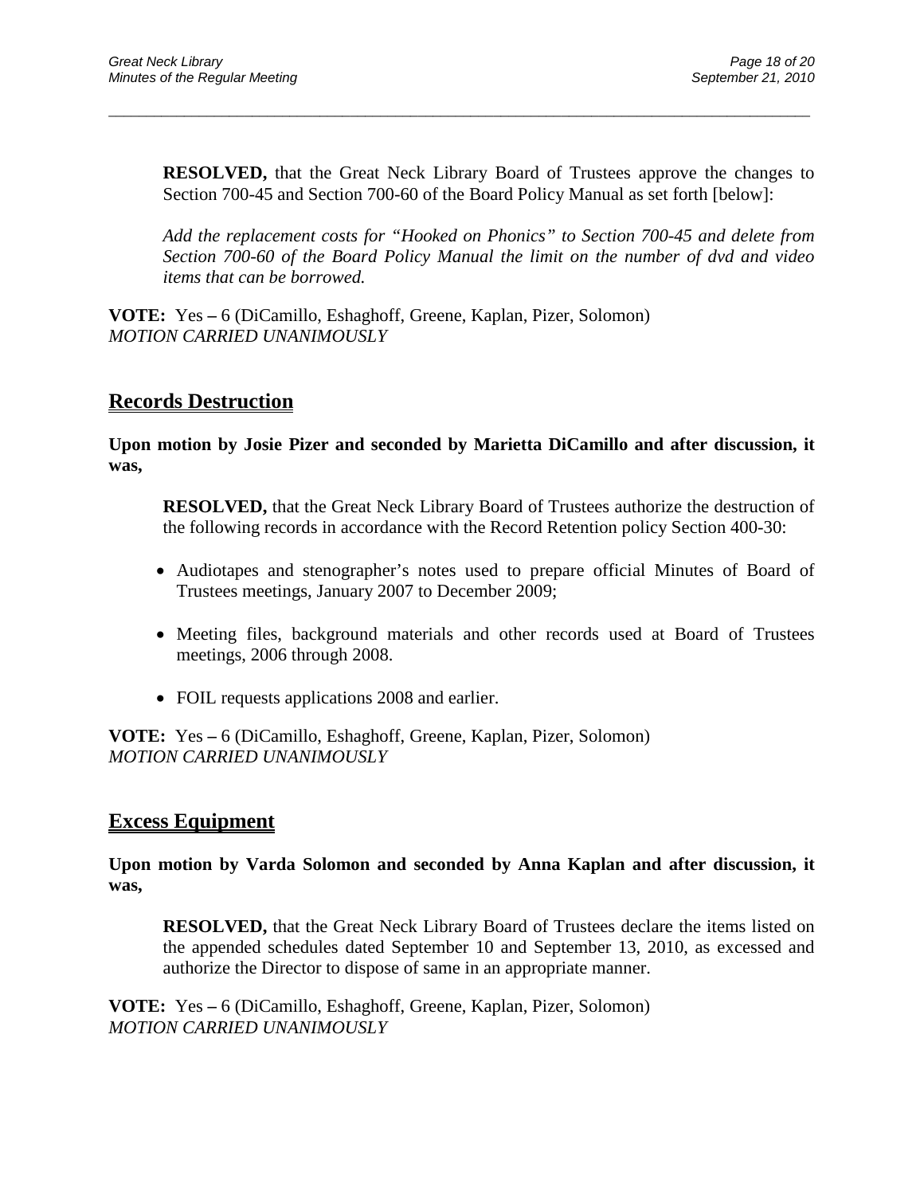**RESOLVED,** that the Great Neck Library Board of Trustees approve the changes to Section 700-45 and Section 700-60 of the Board Policy Manual as set forth [below]:

*Add the replacement costs for "Hooked on Phonics" to Section 700-45 and delete from Section 700-60 of the Board Policy Manual the limit on the number of dvd and video items that can be borrowed.*

**VOTE:** Yes **–** 6 (DiCamillo, Eshaghoff, Greene, Kaplan, Pizer, Solomon)
*MOTION CARRIED UNANIMOUSLY*

## Records Destruction

**Upon motion by Josie Pizer and seconded by Marietta DiCamillo and after discussion, it was,**

**RESOLVED,** that the Great Neck Library Board of Trustees authorize the destruction of the following records in accordance with the Record Retention policy Section 400-30:

- Audiotapes and stenographer's notes used to prepare official Minutes of Board of Trustees meetings, January 2007 to December 2009;
- Meeting files, background materials and other records used at Board of Trustees meetings, 2006 through 2008.
- FOIL requests applications 2008 and earlier.

**VOTE:** Yes **–** 6 (DiCamillo, Eshaghoff, Greene, Kaplan, Pizer, Solomon)
*MOTION CARRIED UNANIMOUSLY*

## Excess Equipment

**Upon motion by Varda Solomon and seconded by Anna Kaplan and after discussion, it was,**

**RESOLVED,** that the Great Neck Library Board of Trustees declare the items listed on the appended schedules dated September 10 and September 13, 2010, as excessed and authorize the Director to dispose of same in an appropriate manner.

**VOTE:** Yes **–** 6 (DiCamillo, Eshaghoff, Greene, Kaplan, Pizer, Solomon)
*MOTION CARRIED UNANIMOUSLY*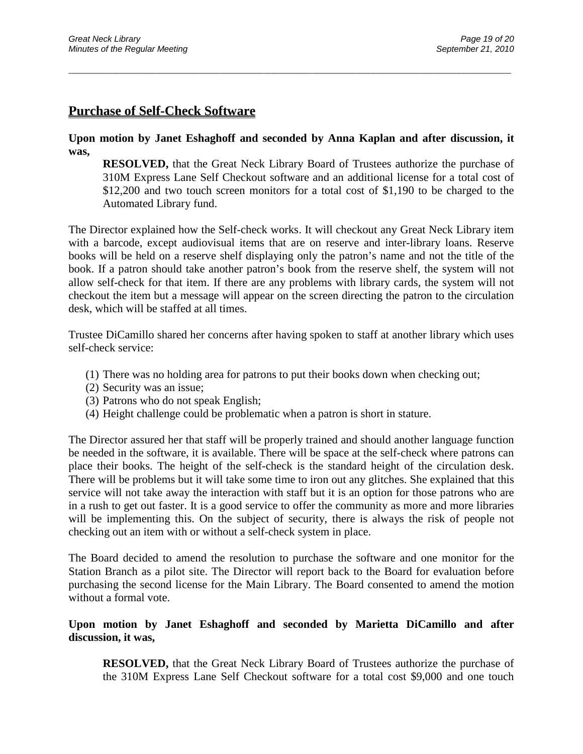## Purchase of Self-Check Software

**Upon motion by Janet Eshaghoff and seconded by Anna Kaplan and after discussion, it was,**

> **RESOLVED,** that the Great Neck Library Board of Trustees authorize the purchase of 310M Express Lane Self Checkout software and an additional license for a total cost of $12,200 and two touch screen monitors for a total cost of $1,190 to be charged to the Automated Library fund.

The Director explained how the Self-check works. It will checkout any Great Neck Library item with a barcode, except audiovisual items that are on reserve and inter-library loans. Reserve books will be held on a reserve shelf displaying only the patron's name and not the title of the book. If a patron should take another patron's book from the reserve shelf, the system will not allow self-check for that item. If there are any problems with library cards, the system will not checkout the item but a message will appear on the screen directing the patron to the circulation desk, which will be staffed at all times.

Trustee DiCamillo shared her concerns after having spoken to staff at another library which uses self-check service:

(1) There was no holding area for patrons to put their books down when checking out;
(2) Security was an issue;
(3) Patrons who do not speak English;
(4) Height challenge could be problematic when a patron is short in stature.

The Director assured her that staff will be properly trained and should another language function be needed in the software, it is available. There will be space at the self-check where patrons can place their books. The height of the self-check is the standard height of the circulation desk. There will be problems but it will take some time to iron out any glitches. She explained that this service will not take away the interaction with staff but it is an option for those patrons who are in a rush to get out faster. It is a good service to offer the community as more and more libraries will be implementing this. On the subject of security, there is always the risk of people not checking out an item with or without a self-check system in place.

The Board decided to amend the resolution to purchase the software and one monitor for the Station Branch as a pilot site. The Director will report back to the Board for evaluation before purchasing the second license for the Main Library. The Board consented to amend the motion without a formal vote.

**Upon motion by Janet Eshaghoff and seconded by Marietta DiCamillo and after discussion, it was,**

> **RESOLVED,** that the Great Neck Library Board of Trustees authorize the purchase of the 310M Express Lane Self Checkout software for a total cost $9,000 and one touch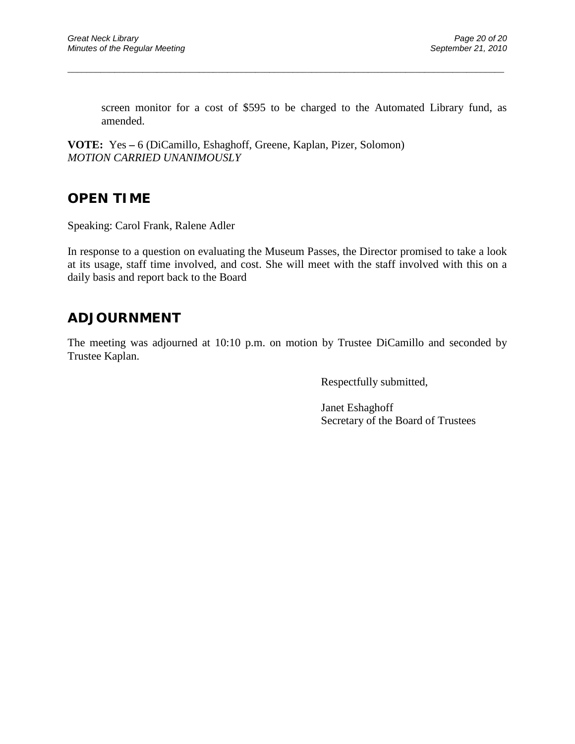screen monitor for a cost of $595 to be charged to the Automated Library fund, as amended.

**VOTE:** Yes – 6 (DiCamillo, Eshaghoff, Greene, Kaplan, Pizer, Solomon)
*MOTION CARRIED UNANIMOUSLY*

## OPEN TIME

Speaking: Carol Frank, Ralene Adler

In response to a question on evaluating the Museum Passes, the Director promised to take a look at its usage, staff time involved, and cost. She will meet with the staff involved with this on a daily basis and report back to the Board

## ADJOURNMENT

The meeting was adjourned at 10:10 p.m. on motion by Trustee DiCamillo and seconded by Trustee Kaplan.

Respectfully submitted,

Janet Eshaghoff
Secretary of the Board of Trustees